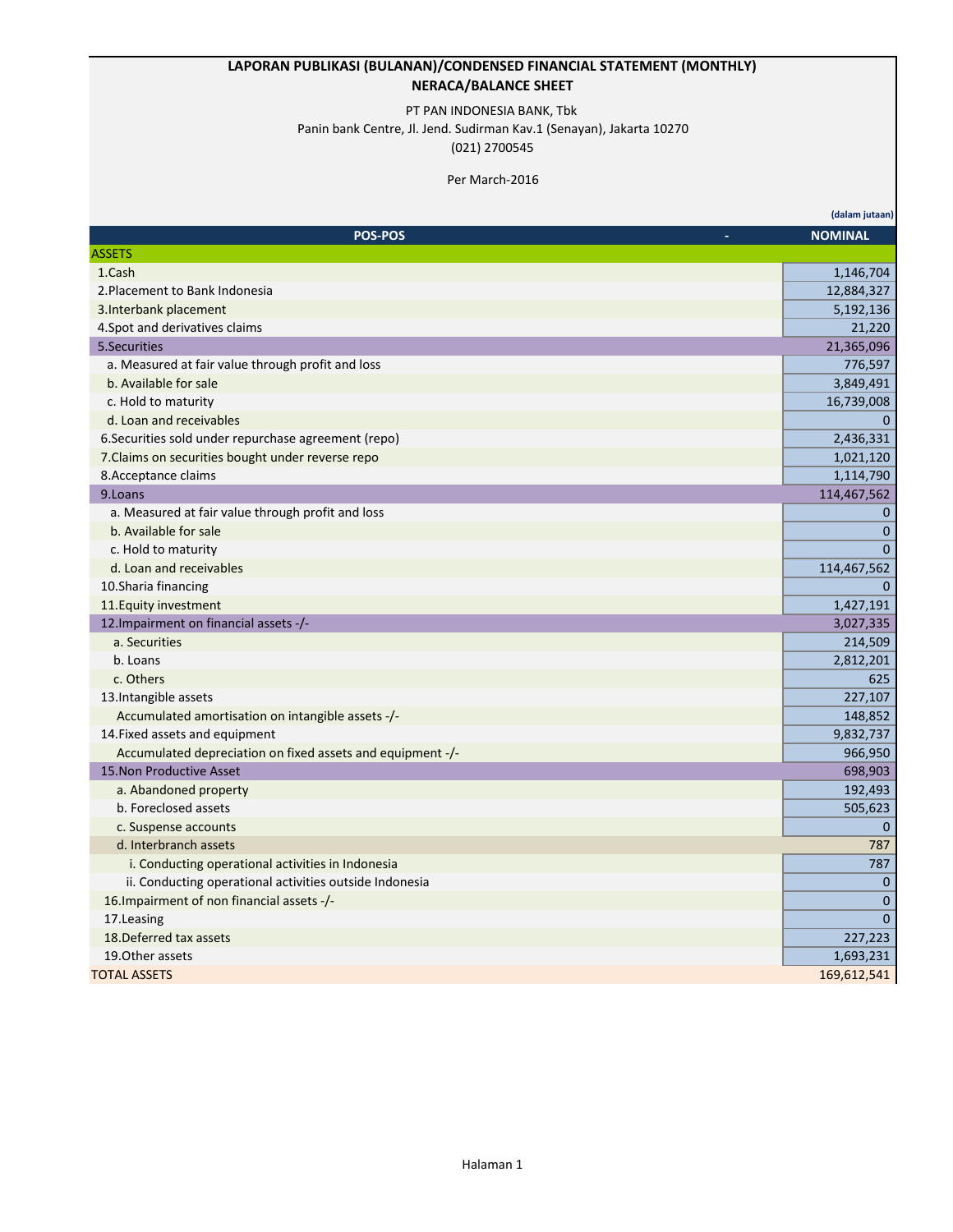**LAPORAN PUBLIKASI (BULANAN)/CONDENSED FINANCIAL STATEMENT (MONTHLY)**
**NERACA/BALANCE SHEET**

PT PAN INDONESIA BANK, Tbk
Panin bank Centre, Jl. Jend. Sudirman Kav.1 (Senayan), Jakarta 10270
(021) 2700545

Per March-2016

(dalam jutaan)

| POS-POS | NOMINAL |
|---|---|
| ASSETS | |
| 1.Cash | 1,146,704 |
| 2.Placement to Bank Indonesia | 12,884,327 |
| 3.Interbank placement | 5,192,136 |
| 4.Spot and derivatives claims | 21,220 |
| 5.Securities | 21,365,096 |
| a. Measured at fair value through profit and loss | 776,597 |
| b. Available for sale | 3,849,491 |
| c. Hold to maturity | 16,739,008 |
| d. Loan and receivables | 0 |
| 6.Securities sold under repurchase agreement (repo) | 2,436,331 |
| 7.Claims on securities bought under reverse repo | 1,021,120 |
| 8.Acceptance claims | 1,114,790 |
| 9.Loans | 114,467,562 |
| a. Measured at fair value through profit and loss | 0 |
| b. Available for sale | 0 |
| c. Hold to maturity | 0 |
| d. Loan and receivables | 114,467,562 |
| 10.Sharia financing | 0 |
| 11.Equity investment | 1,427,191 |
| 12.Impairment on financial assets -/- | 3,027,335 |
| a. Securities | 214,509 |
| b. Loans | 2,812,201 |
| c. Others | 625 |
| 13.Intangible assets | 227,107 |
| Accumulated amortisation on intangible assets -/- | 148,852 |
| 14.Fixed assets and equipment | 9,832,737 |
| Accumulated depreciation on fixed assets and equipment -/- | 966,950 |
| 15.Non Productive Asset | 698,903 |
| a. Abandoned property | 192,493 |
| b. Foreclosed assets | 505,623 |
| c. Suspense accounts | 0 |
| d. Interbranch assets | 787 |
| i. Conducting operational activities in Indonesia | 787 |
| ii. Conducting operational activities outside Indonesia | 0 |
| 16.Impairment of non financial assets -/- | 0 |
| 17.Leasing | 0 |
| 18.Deferred tax assets | 227,223 |
| 19.Other assets | 1,693,231 |
| TOTAL ASSETS | 169,612,541 |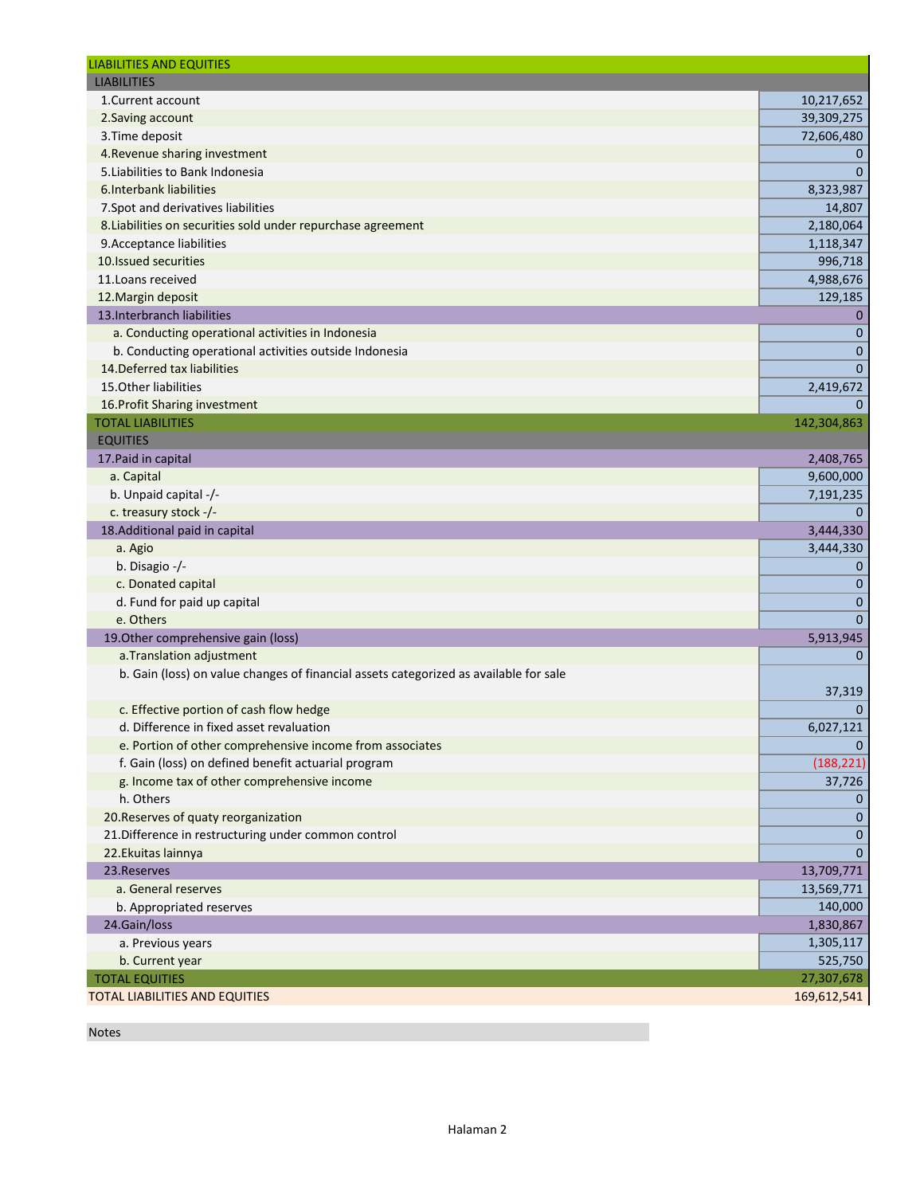| LIABILITIES AND EQUITIES | |
|---|---|
| LIABILITIES | |
| 1.Current account | 10,217,652 |
| 2.Saving account | 39,309,275 |
| 3.Time deposit | 72,606,480 |
| 4.Revenue sharing investment | 0 |
| 5.Liabilities to Bank Indonesia | 0 |
| 6.Interbank liabilities | 8,323,987 |
| 7.Spot and derivatives liabilities | 14,807 |
| 8.Liabilities on securities sold under repurchase agreement | 2,180,064 |
| 9.Acceptance liabilities | 1,118,347 |
| 10.Issued securities | 996,718 |
| 11.Loans received | 4,988,676 |
| 12.Margin deposit | 129,185 |
| 13.Interbranch liabilities | 0 |
| a. Conducting operational activities in Indonesia | 0 |
| b. Conducting operational activities outside Indonesia | 0 |
| 14.Deferred tax liabilities | 0 |
| 15.Other liabilities | 2,419,672 |
| 16.Profit Sharing investment | 0 |
| TOTAL LIABILITIES | 142,304,863 |
| EQUITIES | |
| 17.Paid in capital | 2,408,765 |
| a. Capital | 9,600,000 |
| b. Unpaid capital -/- | 7,191,235 |
| c. treasury stock -/- | 0 |
| 18.Additional paid in capital | 3,444,330 |
| a. Agio | 3,444,330 |
| b. Disagio -/- | 0 |
| c. Donated capital | 0 |
| d. Fund for paid up capital | 0 |
| e. Others | 0 |
| 19.Other comprehensive gain (loss) | 5,913,945 |
| a.Translation adjustment | 0 |
| b. Gain (loss) on value changes of financial assets categorized as available for sale | 37,319 |
| c. Effective portion of cash flow hedge | 0 |
| d. Difference in fixed asset revaluation | 6,027,121 |
| e. Portion of other comprehensive income from associates | 0 |
| f. Gain (loss) on defined benefit actuarial program | (188,221) |
| g. Income tax of other comprehensive income | 37,726 |
| h. Others | 0 |
| 20.Reserves of quaty reorganization | 0 |
| 21.Difference in restructuring under common control | 0 |
| 22.Ekuitas lainnya | 0 |
| 23.Reserves | 13,709,771 |
| a. General reserves | 13,569,771 |
| b. Appropriated reserves | 140,000 |
| 24.Gain/loss | 1,830,867 |
| a. Previous years | 1,305,117 |
| b. Current year | 525,750 |
| TOTAL EQUITIES | 27,307,678 |
| TOTAL LIABILITIES AND EQUITIES | 169,612,541 |

Notes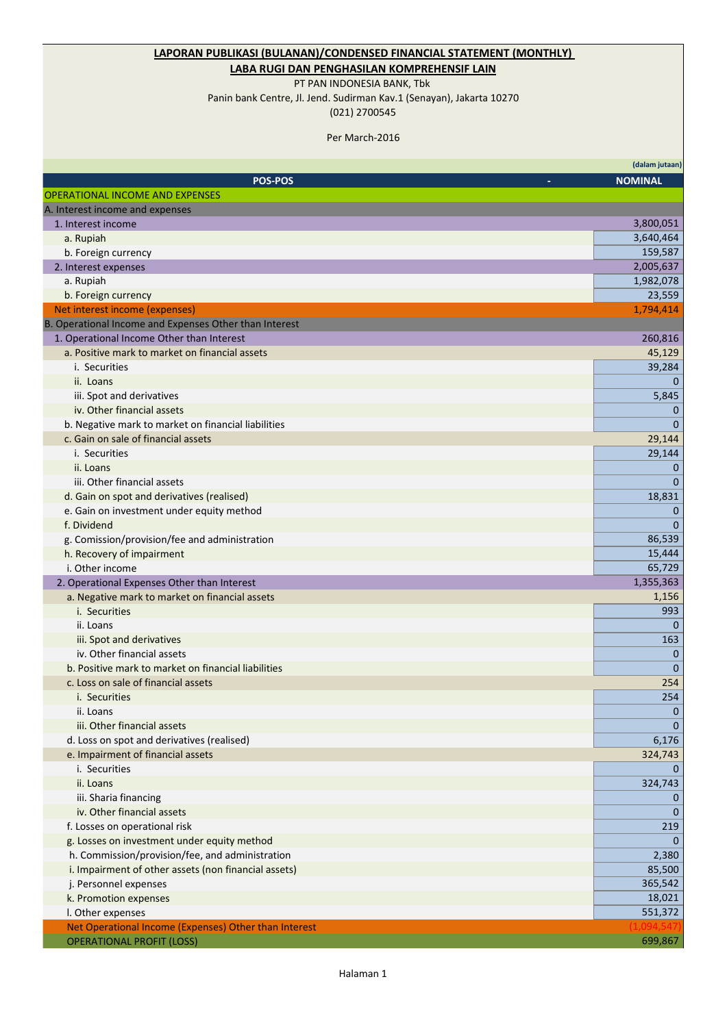**LAPORAN PUBLIKASI (BULANAN)/CONDENSED FINANCIAL STATEMENT (MONTHLY)**

**LABA RUGI DAN PENGHASILAN KOMPREHENSIF LAIN**

PT PAN INDONESIA BANK, Tbk

Panin bank Centre, Jl. Jend. Sudirman Kav.1 (Senayan), Jakarta 10270

(021) 2700545

Per March-2016

(dalam jutaan)

| POS-POS | NOMINAL |
|---|---|
| OPERATIONAL INCOME AND EXPENSES | |
| A. Interest income and expenses | |
| 1. Interest income | 3,800,051 |
| a. Rupiah | 3,640,464 |
| b. Foreign currency | 159,587 |
| 2. Interest expenses | 2,005,637 |
| a. Rupiah | 1,982,078 |
| b. Foreign currency | 23,559 |
| Net interest income (expenses) | 1,794,414 |
| B. Operational Income and Expenses Other than Interest | |
| 1. Operational Income Other than Interest | 260,816 |
| a. Positive mark to market on financial assets | 45,129 |
| i. Securities | 39,284 |
| ii. Loans | 0 |
| iii. Spot and derivatives | 5,845 |
| iv. Other financial assets | 0 |
| b. Negative mark to market on financial liabilities | 0 |
| c. Gain on sale of financial assets | 29,144 |
| i. Securities | 29,144 |
| ii. Loans | 0 |
| iii. Other financial assets | 0 |
| d. Gain on spot and derivatives (realised) | 18,831 |
| e. Gain on investment under equity method | 0 |
| f. Dividend | 0 |
| g. Comission/provision/fee and administration | 86,539 |
| h. Recovery of impairment | 15,444 |
| i. Other income | 65,729 |
| 2. Operational Expenses Other than Interest | 1,355,363 |
| a. Negative mark to market on financial assets | 1,156 |
| i. Securities | 993 |
| ii. Loans | 0 |
| iii. Spot and derivatives | 163 |
| iv. Other financial assets | 0 |
| b. Positive mark to market on financial liabilities | 0 |
| c. Loss on sale of financial assets | 254 |
| i. Securities | 254 |
| ii. Loans | 0 |
| iii. Other financial assets | 0 |
| d. Loss on spot and derivatives (realised) | 6,176 |
| e. Impairment of financial assets | 324,743 |
| i. Securities | 0 |
| ii. Loans | 324,743 |
| iii. Sharia financing | 0 |
| iv. Other financial assets | 0 |
| f. Losses on operational risk | 219 |
| g. Losses on investment under equity method | 0 |
| h. Commission/provision/fee, and administration | 2,380 |
| i. Impairment of other assets (non financial assets) | 85,500 |
| j. Personnel expenses | 365,542 |
| k. Promotion expenses | 18,021 |
| l. Other expenses | 551,372 |
| Net Operational Income (Expenses) Other than Interest | (1,094,547) |
| OPERATIONAL PROFIT (LOSS) | 699,867 |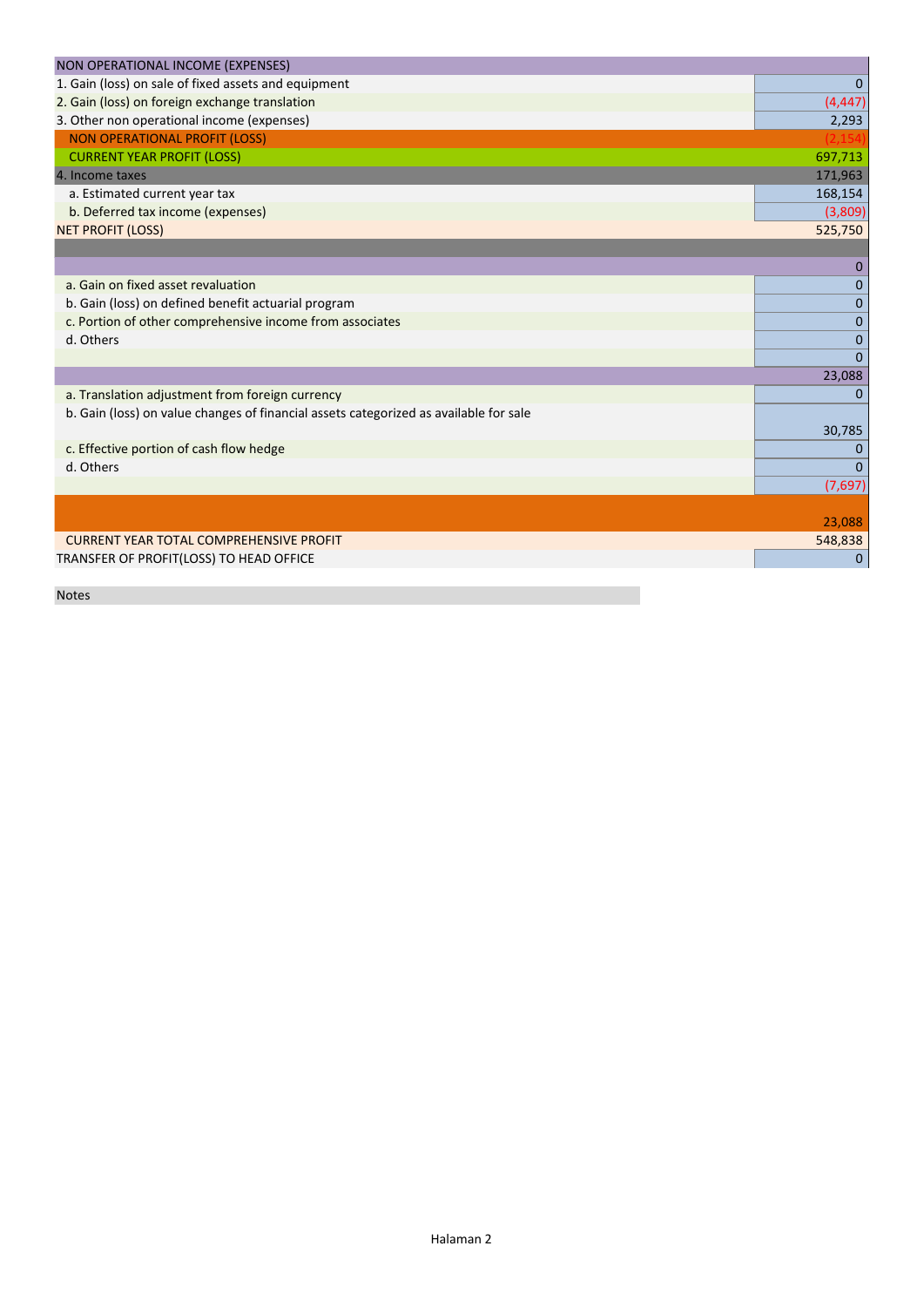| NON OPERATIONAL INCOME (EXPENSES) | |
|---|---|
| 1. Gain (loss) on sale of fixed assets and equipment | 0 |
| 2. Gain (loss) on foreign exchange translation | (4,447) |
| 3. Other non operational income (expenses) | 2,293 |
| NON OPERATIONAL PROFIT (LOSS) | (2,154) |
| CURRENT YEAR PROFIT (LOSS) | 697,713 |
| 4. Income taxes | 171,963 |
| a. Estimated current year tax | 168,154 |
| b. Deferred tax income (expenses) | (3,809) |
| NET PROFIT (LOSS) | 525,750 |
| | |
| | 0 |
| a. Gain on fixed asset revaluation | 0 |
| b. Gain (loss) on defined benefit actuarial program | 0 |
| c. Portion of other comprehensive income from associates | 0 |
| d. Others | 0 |
| | 0 |
| | 23,088 |
| a. Translation adjustment from foreign currency | 0 |
| b. Gain (loss) on value changes of financial assets categorized as available for sale | 30,785 |
| c. Effective portion of cash flow hedge | 0 |
| d. Others | 0 |
| | (7,697) |
| | 23,088 |
| CURRENT YEAR TOTAL COMPREHENSIVE PROFIT | 548,838 |
| TRANSFER OF PROFIT(LOSS) TO HEAD OFFICE | 0 |

Notes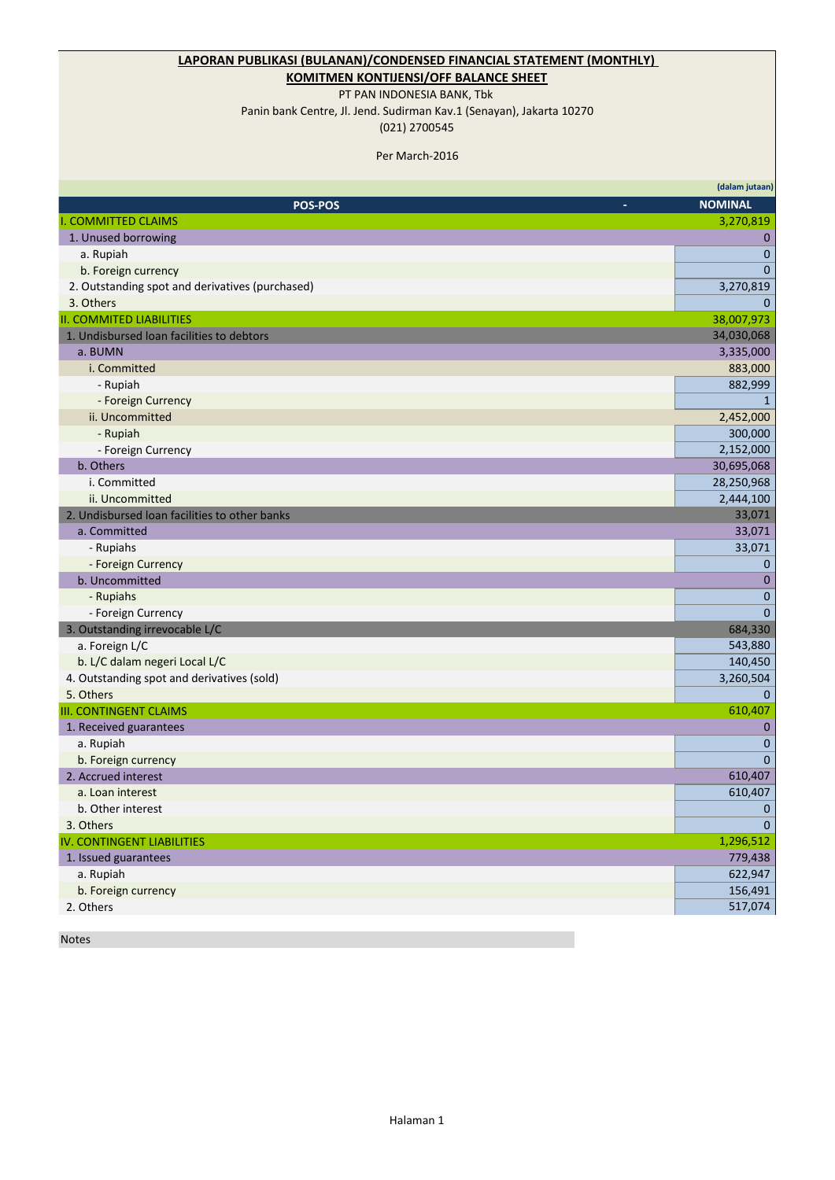**LAPORAN PUBLIKASI (BULANAN)/CONDENSED FINANCIAL STATEMENT (MONTHLY)**

**KOMITMEN KONTIJENSI/OFF BALANCE SHEET**

PT PAN INDONESIA BANK, Tbk

Panin bank Centre, Jl. Jend. Sudirman Kav.1 (Senayan), Jakarta 10270

(021) 2700545

Per March-2016

(dalam jutaan)

| POS-POS | NOMINAL |
|---|---|
| I. COMMITTED CLAIMS | 3,270,819 |
| 1. Unused borrowing | 0 |
| a. Rupiah | 0 |
| b. Foreign currency | 0 |
| 2. Outstanding spot and derivatives (purchased) | 3,270,819 |
| 3. Others | 0 |
| II. COMMITED LIABILITIES | 38,007,973 |
| 1. Undisbursed loan facilities to debtors | 34,030,068 |
| a. BUMN | 3,335,000 |
| i. Committed | 883,000 |
| - Rupiah | 882,999 |
| - Foreign Currency | 1 |
| ii. Uncommitted | 2,452,000 |
| - Rupiah | 300,000 |
| - Foreign Currency | 2,152,000 |
| b. Others | 30,695,068 |
| i. Committed | 28,250,968 |
| ii. Uncommitted | 2,444,100 |
| 2. Undisbursed loan facilities to other banks | 33,071 |
| a. Committed | 33,071 |
| - Rupiahs | 33,071 |
| - Foreign Currency | 0 |
| b. Uncommitted | 0 |
| - Rupiahs | 0 |
| - Foreign Currency | 0 |
| 3. Outstanding irrevocable L/C | 684,330 |
| a. Foreign L/C | 543,880 |
| b. L/C dalam negeri Local L/C | 140,450 |
| 4. Outstanding spot and derivatives (sold) | 3,260,504 |
| 5. Others | 0 |
| III. CONTINGENT CLAIMS | 610,407 |
| 1. Received guarantees | 0 |
| a. Rupiah | 0 |
| b. Foreign currency | 0 |
| 2. Accrued interest | 610,407 |
| a. Loan interest | 610,407 |
| b. Other interest | 0 |
| 3. Others | 0 |
| IV. CONTINGENT LIABILITIES | 1,296,512 |
| 1. Issued guarantees | 779,438 |
| a. Rupiah | 622,947 |
| b. Foreign currency | 156,491 |
| 2. Others | 517,074 |

Notes